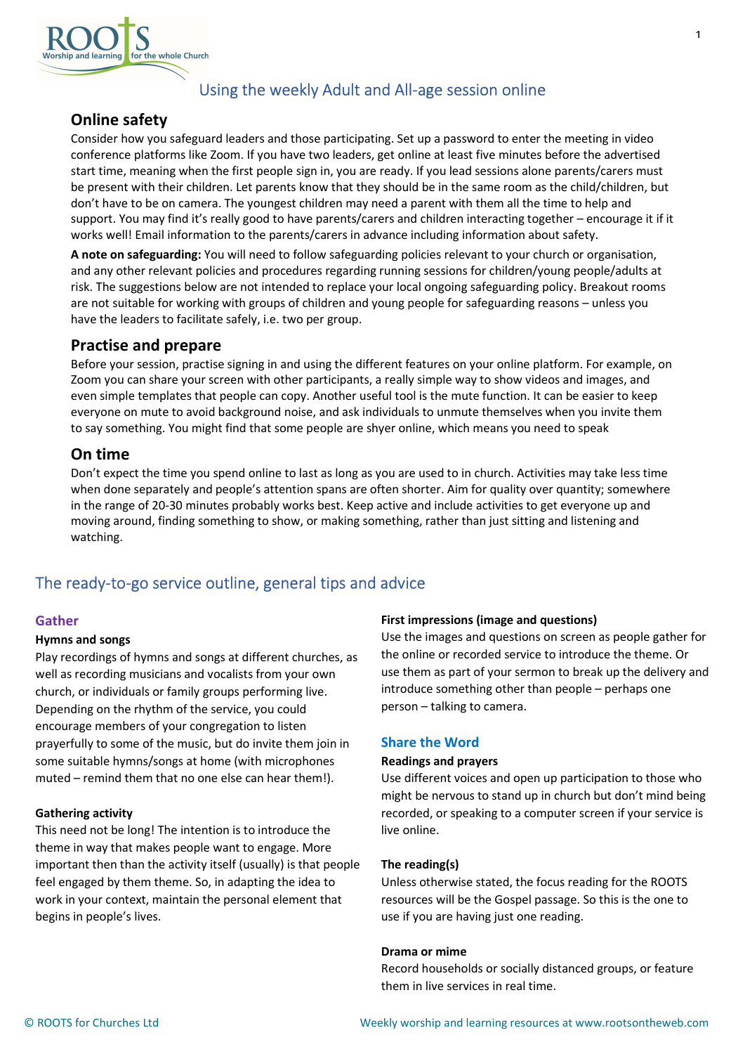# Using the weekly Adult and All-age session online

## Online safety

Consider how you safeguard leaders and those participating. Set up a password to enter the meeting in video conference platforms like Zoom. If you have two leaders, get online at least five minutes before the advertised start time, meaning when the first people sign in, you are ready. If you lead sessions alone parents/carers must be present with their children. Let parents know that they should be in the same room as the child/children, but don't have to be on camera. The youngest children may need a parent with them all the time to help and support. You may find it's really good to have parents/carers and children interacting together – encourage it if it works well! Email information to the parents/carers in advance including information about safety.

**A note on safeguarding:** You will need to follow safeguarding policies relevant to your church or organisation, and any other relevant policies and procedures regarding running sessions for children/young people/adults at risk. The suggestions below are not intended to replace your local ongoing safeguarding policy. Breakout rooms are not suitable for working with groups of children and young people for safeguarding reasons – unless you have the leaders to facilitate safely, i.e. two per group.

## Practise and prepare

Before your session, practise signing in and using the different features on your online platform. For example, on Zoom you can share your screen with other participants, a really simple way to show videos and images, and even simple templates that people can copy. Another useful tool is the mute function. It can be easier to keep everyone on mute to avoid background noise, and ask individuals to unmute themselves when you invite them to say something. You might find that some people are shyer online, which means you need to speak

## On time

Don't expect the time you spend online to last as long as you are used to in church. Activities may take less time when done separately and people's attention spans are often shorter. Aim for quality over quantity; somewhere in the range of 20-30 minutes probably works best. Keep active and include activities to get everyone up and moving around, finding something to show, or making something, rather than just sitting and listening and watching.

# The ready-to-go service outline, general tips and advice

## Gather

**Hymns and songs**

Play recordings of hymns and songs at different churches, as well as recording musicians and vocalists from your own church, or individuals or family groups performing live. Depending on the rhythm of the service, you could encourage members of your congregation to listen prayerfully to some of the music, but do invite them join in some suitable hymns/songs at home (with microphones muted – remind them that no one else can hear them!).

**Gathering activity**

This need not be long! The intention is to introduce the theme in way that makes people want to engage. More important then than the activity itself (usually) is that people feel engaged by them theme. So, in adapting the idea to work in your context, maintain the personal element that begins in people's lives.

**First impressions (image and questions)**

Use the images and questions on screen as people gather for the online or recorded service to introduce the theme. Or use them as part of your sermon to break up the delivery and introduce something other than people – perhaps one person – talking to camera.

## Share the Word

**Readings and prayers**

Use different voices and open up participation to those who might be nervous to stand up in church but don't mind being recorded, or speaking to a computer screen if your service is live online.

**The reading(s)**

Unless otherwise stated, the focus reading for the ROOTS resources will be the Gospel passage. So this is the one to use if you are having just one reading.

**Drama or mime**

Record households or socially distanced groups, or feature them in live services in real time.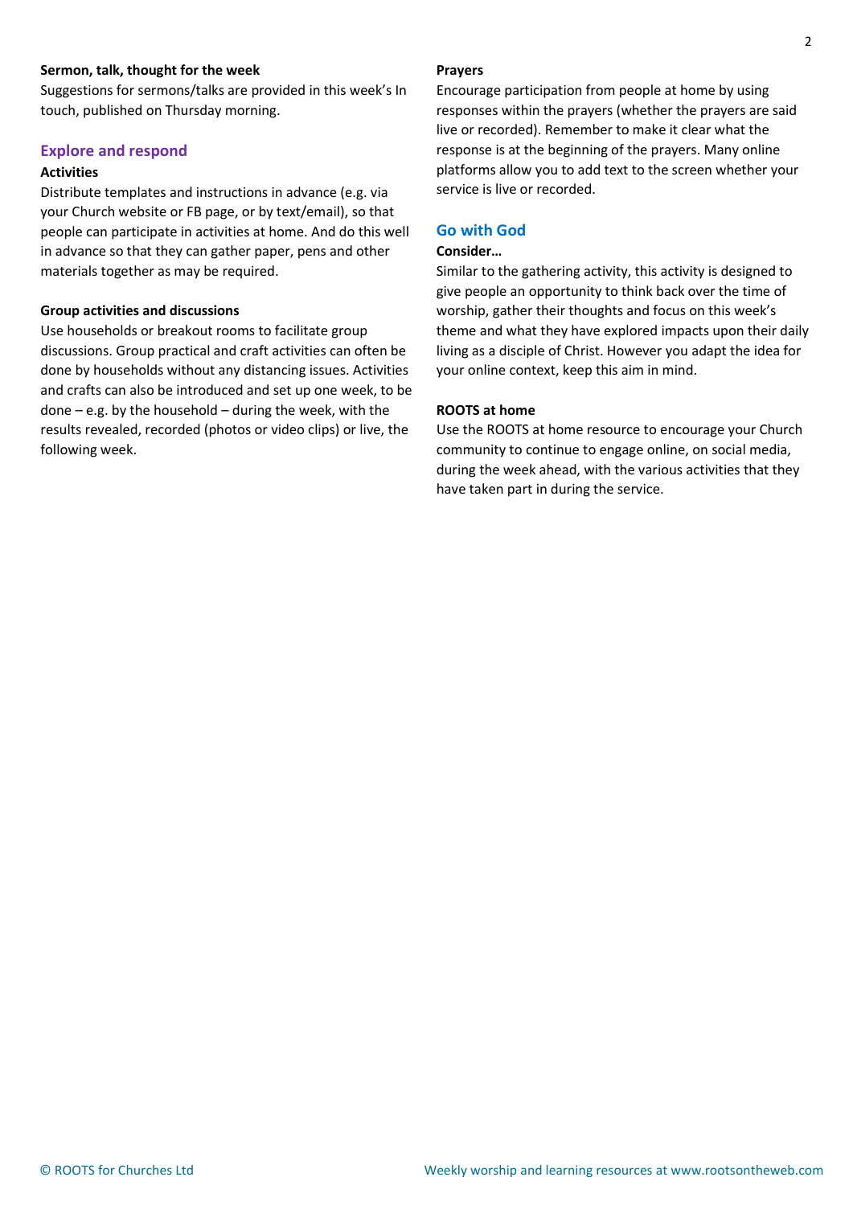**Sermon, talk, thought for the week**

Suggestions for sermons/talks are provided in this week's In touch, published on Thursday morning.

## Explore and respond

**Activities**

Distribute templates and instructions in advance (e.g. via your Church website or FB page, or by text/email), so that people can participate in activities at home. And do this well in advance so that they can gather paper, pens and other materials together as may be required.

**Group activities and discussions**

Use households or breakout rooms to facilitate group discussions. Group practical and craft activities can often be done by households without any distancing issues. Activities and crafts can also be introduced and set up one week, to be done – e.g. by the household – during the week, with the results revealed, recorded (photos or video clips) or live, the following week.

**Prayers**

Encourage participation from people at home by using responses within the prayers (whether the prayers are said live or recorded). Remember to make it clear what the response is at the beginning of the prayers. Many online platforms allow you to add text to the screen whether your service is live or recorded.

## Go with God

**Consider…**

Similar to the gathering activity, this activity is designed to give people an opportunity to think back over the time of worship, gather their thoughts and focus on this week's theme and what they have explored impacts upon their daily living as a disciple of Christ. However you adapt the idea for your online context, keep this aim in mind.

**ROOTS at home**

Use the ROOTS at home resource to encourage your Church community to continue to engage online, on social media, during the week ahead, with the various activities that they have taken part in during the service.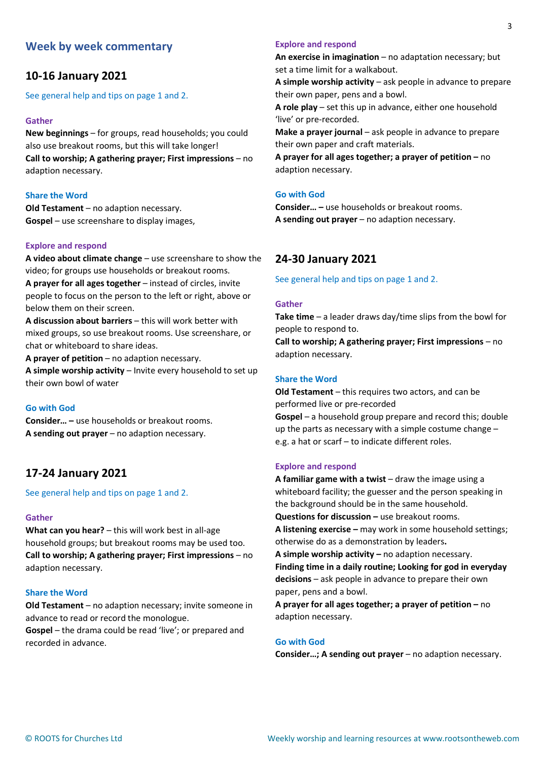## Week by week commentary

### 10-16 January 2021

See general help and tips on page 1 and 2.

#### Gather

**New beginnings** – for groups, read households; you could also use breakout rooms, but this will take longer!
**Call to worship; A gathering prayer; First impressions** – no adaption necessary.

#### Share the Word

**Old Testament** – no adaption necessary.
**Gospel** – use screenshare to display images,

#### Explore and respond

**A video about climate change** – use screenshare to show the video; for groups use households or breakout rooms.
**A prayer for all ages together** – instead of circles, invite people to focus on the person to the left or right, above or below them on their screen.
**A discussion about barriers** – this will work better with mixed groups, so use breakout rooms. Use screenshare, or chat or whiteboard to share ideas.
**A prayer of petition** – no adaption necessary.
**A simple worship activity** – Invite every household to set up their own bowl of water

#### Go with God

**Consider… –** use households or breakout rooms.
**A sending out prayer** – no adaption necessary.

### 17-24 January 2021

See general help and tips on page 1 and 2.

#### Gather

**What can you hear?** – this will work best in all-age household groups; but breakout rooms may be used too.
**Call to worship; A gathering prayer; First impressions** – no adaption necessary.

#### Share the Word

**Old Testament** – no adaption necessary; invite someone in advance to read or record the monologue.
**Gospel** – the drama could be read 'live'; or prepared and recorded in advance.

#### Explore and respond

**An exercise in imagination** – no adaptation necessary; but set a time limit for a walkabout.
**A simple worship activity** – ask people in advance to prepare their own paper, pens and a bowl.
**A role play** – set this up in advance, either one household 'live' or pre-recorded.
**Make a prayer journal** – ask people in advance to prepare their own paper and craft materials.
**A prayer for all ages together; a prayer of petition –** no adaption necessary.

#### Go with God

**Consider… –** use households or breakout rooms.
**A sending out prayer** – no adaption necessary.

### 24-30 January 2021

See general help and tips on page 1 and 2.

#### Gather

**Take time** – a leader draws day/time slips from the bowl for people to respond to.
**Call to worship; A gathering prayer; First impressions** – no adaption necessary.

#### Share the Word

**Old Testament** – this requires two actors, and can be performed live or pre-recorded
**Gospel** – a household group prepare and record this; double up the parts as necessary with a simple costume change – e.g. a hat or scarf – to indicate different roles.

#### Explore and respond

**A familiar game with a twist** – draw the image using a whiteboard facility; the guesser and the person speaking in the background should be in the same household.
**Questions for discussion –** use breakout rooms.
**A listening exercise –** may work in some household settings; otherwise do as a demonstration by leaders.
**A simple worship activity –** no adaption necessary.
**Finding time in a daily routine; Looking for god in everyday decisions** – ask people in advance to prepare their own paper, pens and a bowl.
**A prayer for all ages together; a prayer of petition –** no adaption necessary.

#### Go with God

**Consider…; A sending out prayer** – no adaption necessary.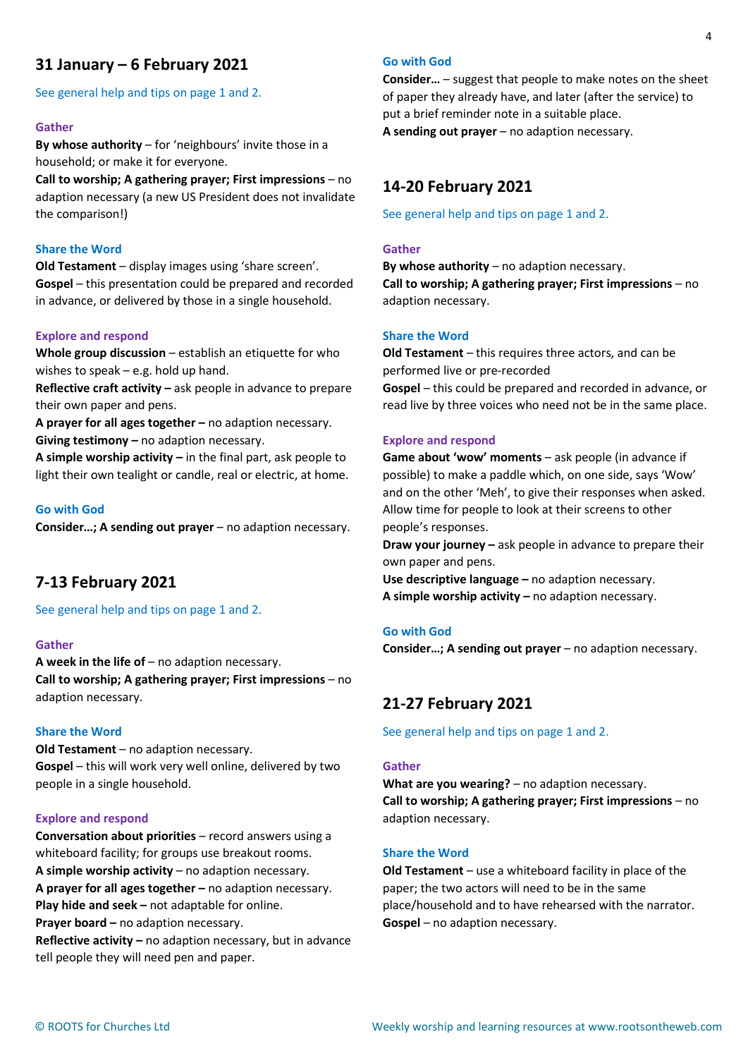## 31 January – 6 February 2021

See general help and tips on page 1 and 2.

### Gather

**By whose authority** – for 'neighbours' invite those in a household; or make it for everyone.
**Call to worship; A gathering prayer; First impressions** – no adaption necessary (a new US President does not invalidate the comparison!)

### Share the Word

**Old Testament** – display images using 'share screen'.
**Gospel** – this presentation could be prepared and recorded in advance, or delivered by those in a single household.

### Explore and respond

**Whole group discussion** – establish an etiquette for who wishes to speak – e.g. hold up hand.
**Reflective craft activity –** ask people in advance to prepare their own paper and pens.
**A prayer for all ages together –** no adaption necessary.
**Giving testimony –** no adaption necessary.
**A simple worship activity –** in the final part, ask people to light their own tealight or candle, real or electric, at home.

### Go with God

**Consider…; A sending out prayer** – no adaption necessary.

## 7-13 February 2021

See general help and tips on page 1 and 2.

### Gather

**A week in the life of** – no adaption necessary.
**Call to worship; A gathering prayer; First impressions** – no adaption necessary.

### Share the Word

**Old Testament** – no adaption necessary.
**Gospel** – this will work very well online, delivered by two people in a single household.

### Explore and respond

**Conversation about priorities** – record answers using a whiteboard facility; for groups use breakout rooms.
**A simple worship activity** – no adaption necessary.
**A prayer for all ages together –** no adaption necessary.
**Play hide and seek –** not adaptable for online.
**Prayer board –** no adaption necessary.
**Reflective activity –** no adaption necessary, but in advance tell people they will need pen and paper.

### Go with God

**Consider…** – suggest that people to make notes on the sheet of paper they already have, and later (after the service) to put a brief reminder note in a suitable place.
**A sending out prayer** – no adaption necessary.

## 14-20 February 2021

See general help and tips on page 1 and 2.

### Gather

**By whose authority** – no adaption necessary.
**Call to worship; A gathering prayer; First impressions** – no adaption necessary.

### Share the Word

**Old Testament** – this requires three actors, and can be performed live or pre-recorded
**Gospel** – this could be prepared and recorded in advance, or read live by three voices who need not be in the same place.

### Explore and respond

**Game about 'wow' moments** – ask people (in advance if possible) to make a paddle which, on one side, says 'Wow' and on the other 'Meh', to give their responses when asked. Allow time for people to look at their screens to other people's responses.
**Draw your journey –** ask people in advance to prepare their own paper and pens.
**Use descriptive language –** no adaption necessary.
**A simple worship activity –** no adaption necessary.

### Go with God

**Consider…; A sending out prayer** – no adaption necessary.

## 21-27 February 2021

See general help and tips on page 1 and 2.

### Gather

**What are you wearing?** – no adaption necessary.
**Call to worship; A gathering prayer; First impressions** – no adaption necessary.

### Share the Word

**Old Testament** – use a whiteboard facility in place of the paper; the two actors will need to be in the same place/household and to have rehearsed with the narrator.
**Gospel** – no adaption necessary.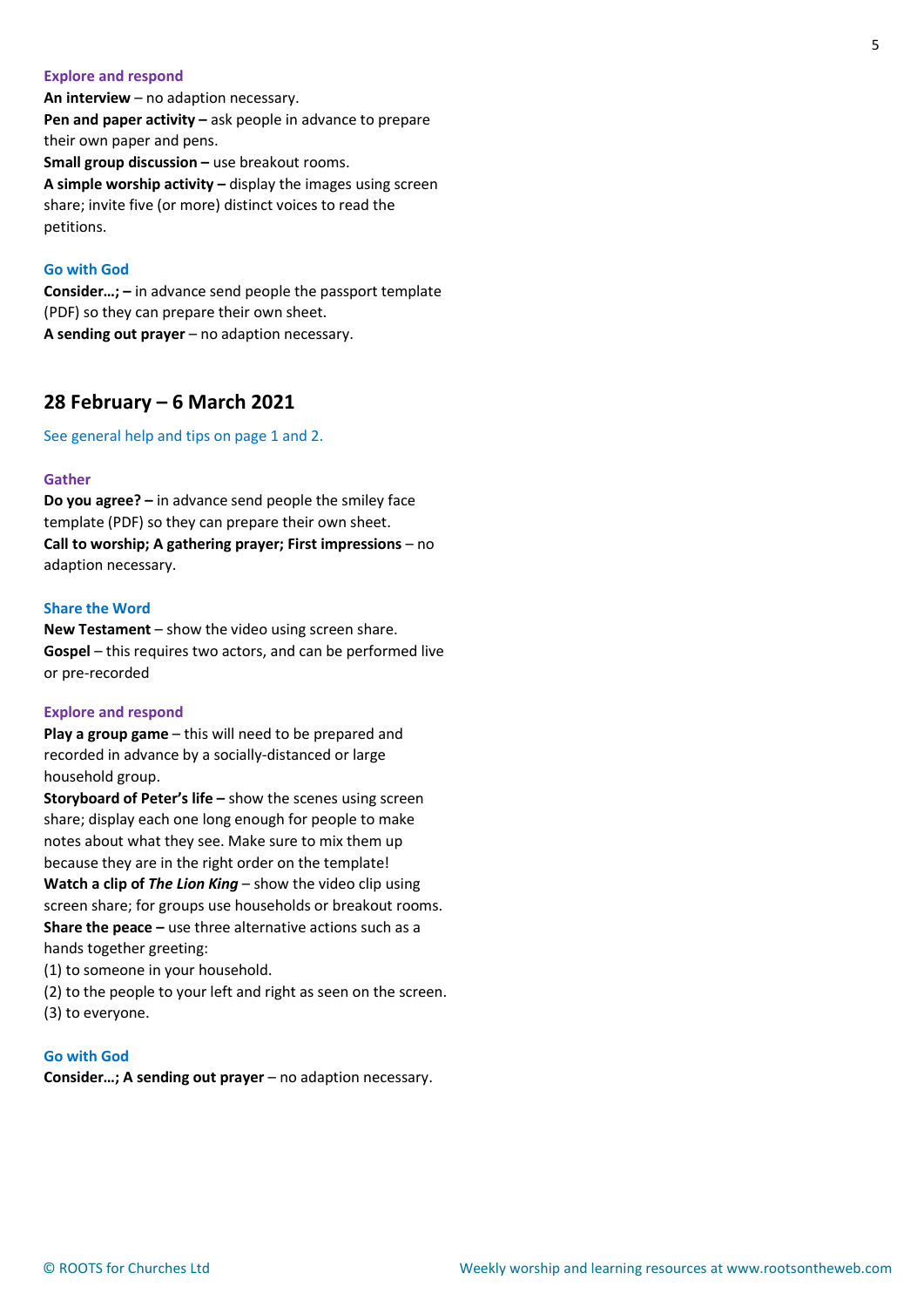### Explore and respond

**An interview** – no adaption necessary.
**Pen and paper activity –** ask people in advance to prepare their own paper and pens.
**Small group discussion –** use breakout rooms.
**A simple worship activity –** display the images using screen share; invite five (or more) distinct voices to read the petitions.

### Go with God

**Consider…; –** in advance send people the passport template (PDF) so they can prepare their own sheet.
**A sending out prayer** – no adaption necessary.

## 28 February – 6 March 2021

See general help and tips on page 1 and 2.

### Gather

**Do you agree? –** in advance send people the smiley face template (PDF) so they can prepare their own sheet.
**Call to worship; A gathering prayer; First impressions** – no adaption necessary.

### Share the Word

**New Testament** – show the video using screen share.
**Gospel** – this requires two actors, and can be performed live or pre-recorded

### Explore and respond

**Play a group game** – this will need to be prepared and recorded in advance by a socially-distanced or large household group.
**Storyboard of Peter's life –** show the scenes using screen share; display each one long enough for people to make notes about what they see. Make sure to mix them up because they are in the right order on the template!
**Watch a clip of *The Lion King*** – show the video clip using screen share; for groups use households or breakout rooms.
**Share the peace –** use three alternative actions such as a hands together greeting:
(1) to someone in your household.
(2) to the people to your left and right as seen on the screen.
(3) to everyone.

### Go with God

**Consider…; A sending out prayer** – no adaption necessary.

© ROOTS for Churches Ltd
Weekly worship and learning resources at www.rootsontheweb.com